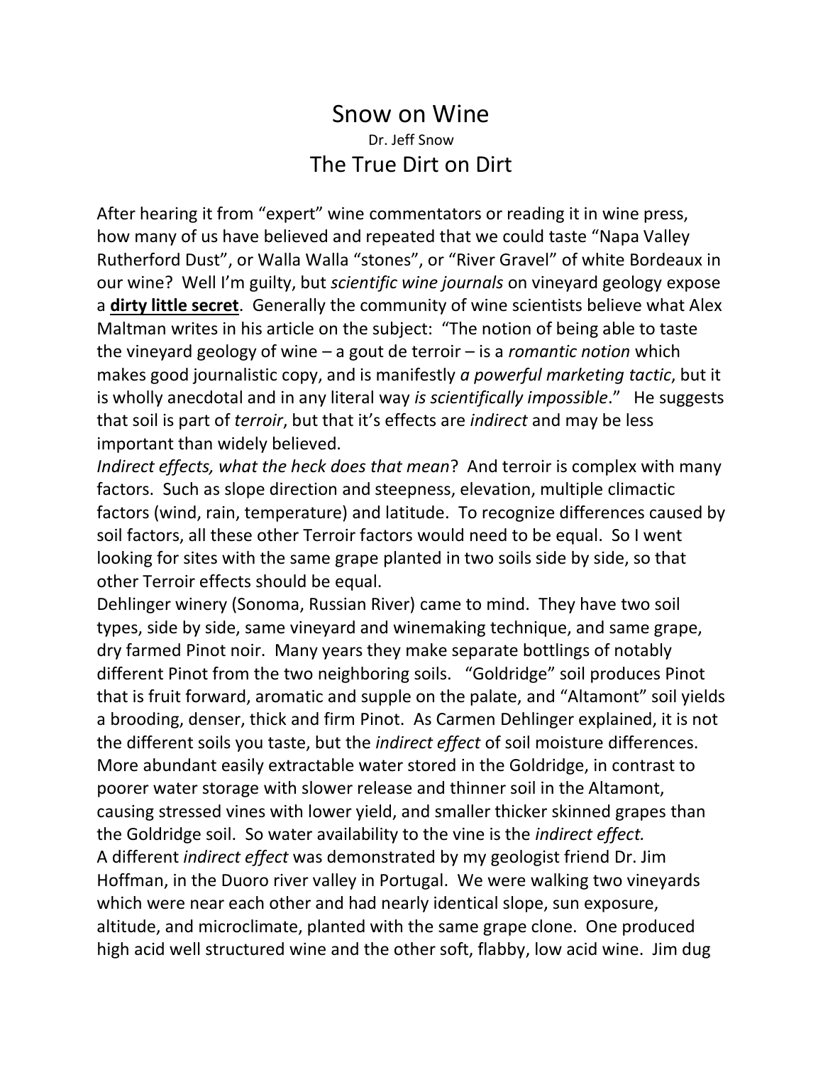# Snow on Wine

Dr. Jeff Snow

## The True Dirt on Dirt

After hearing it from "expert" wine commentators or reading it in wine press, how many of us have believed and repeated that we could taste "Napa Valley Rutherford Dust", or Walla Walla "stones", or "River Gravel" of white Bordeaux in our wine? Well I'm guilty, but *scientific wine journals* on vineyard geology expose a **dirty little secret**. Generally the community of wine scientists believe what Alex Maltman writes in his article on the subject: "The notion of being able to taste the vineyard geology of wine – a gout de terroir – is a *romantic notion* which makes good journalistic copy, and is manifestly *a powerful marketing tactic*, but it is wholly anecdotal and in any literal way *is scientifically impossible*." He suggests that soil is part of *terroir*, but that it's effects are *indirect* and may be less important than widely believed.

*Indirect effects, what the heck does that mean*? And terroir is complex with many factors. Such as slope direction and steepness, elevation, multiple climactic factors (wind, rain, temperature) and latitude. To recognize differences caused by soil factors, all these other Terroir factors would need to be equal. So I went looking for sites with the same grape planted in two soils side by side, so that other Terroir effects should be equal.

Dehlinger winery (Sonoma, Russian River) came to mind. They have two soil types, side by side, same vineyard and winemaking technique, and same grape, dry farmed Pinot noir. Many years they make separate bottlings of notably different Pinot from the two neighboring soils. "Goldridge" soil produces Pinot that is fruit forward, aromatic and supple on the palate, and "Altamont" soil yields a brooding, denser, thick and firm Pinot. As Carmen Dehlinger explained, it is not the different soils you taste, but the *indirect effect* of soil moisture differences. More abundant easily extractable water stored in the Goldridge, in contrast to poorer water storage with slower release and thinner soil in the Altamont, causing stressed vines with lower yield, and smaller thicker skinned grapes than the Goldridge soil. So water availability to the vine is the *indirect effect.*

A different *indirect effect* was demonstrated by my geologist friend Dr. Jim Hoffman, in the Duoro river valley in Portugal. We were walking two vineyards which were near each other and had nearly identical slope, sun exposure, altitude, and microclimate, planted with the same grape clone. One produced high acid well structured wine and the other soft, flabby, low acid wine. Jim dug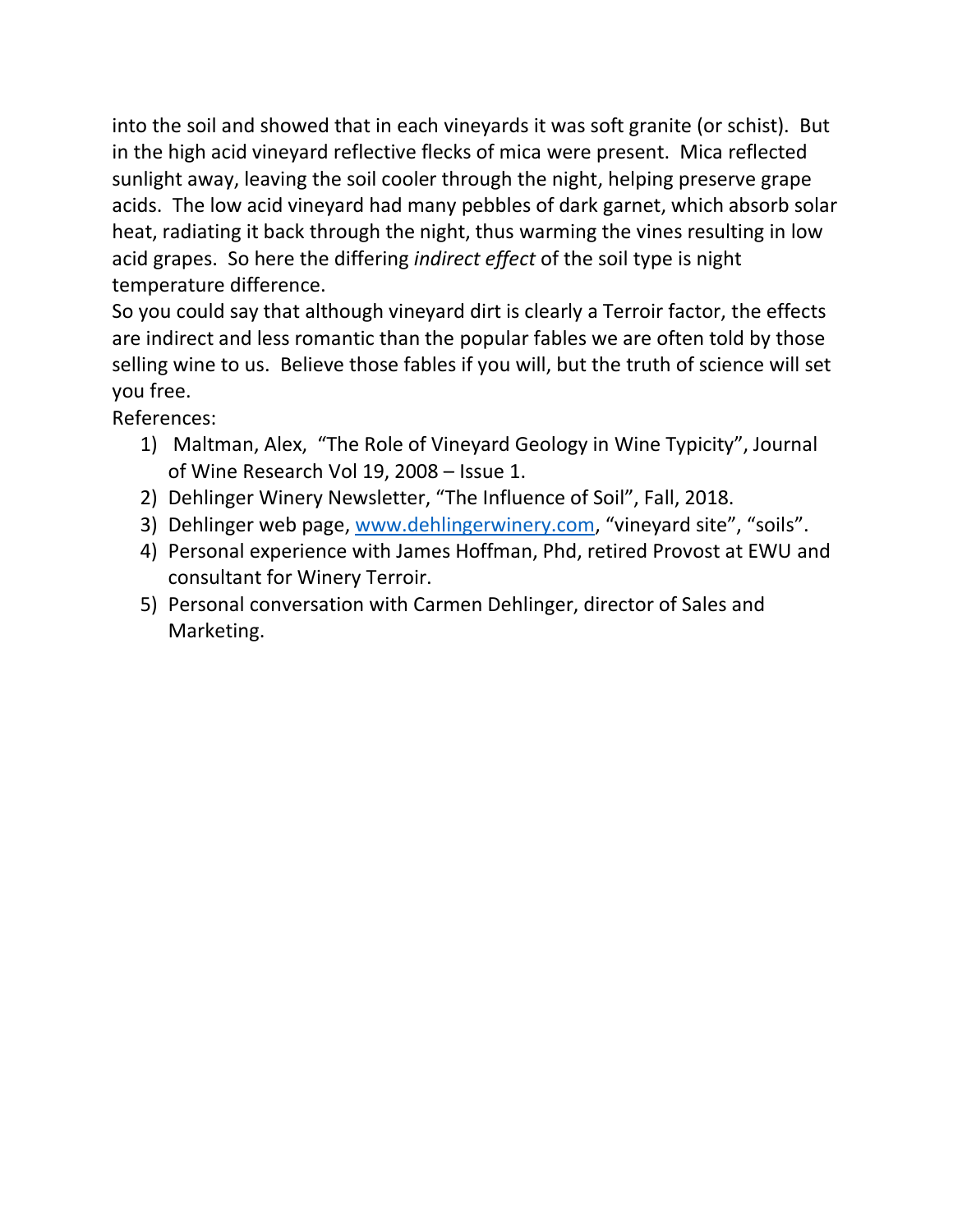into the soil and showed that in each vineyards it was soft granite (or schist). But in the high acid vineyard reflective flecks of mica were present. Mica reflected sunlight away, leaving the soil cooler through the night, helping preserve grape acids. The low acid vineyard had many pebbles of dark garnet, which absorb solar heat, radiating it back through the night, thus warming the vines resulting in low acid grapes. So here the differing *indirect effect* of the soil type is night temperature difference.

So you could say that although vineyard dirt is clearly a Terroir factor, the effects are indirect and less romantic than the popular fables we are often told by those selling wine to us. Believe those fables if you will, but the truth of science will set you free.

References:

1) Maltman, Alex, "The Role of Vineyard Geology in Wine Typicity", Journal of Wine Research Vol 19, 2008 – Issue 1.
2) Dehlinger Winery Newsletter, "The Influence of Soil", Fall, 2018.
3) Dehlinger web page, [www.dehlingerwinery.com](http://www.dehlingerwinery.com), "vineyard site", "soils".
4) Personal experience with James Hoffman, Phd, retired Provost at EWU and consultant for Winery Terroir.
5) Personal conversation with Carmen Dehlinger, director of Sales and Marketing.